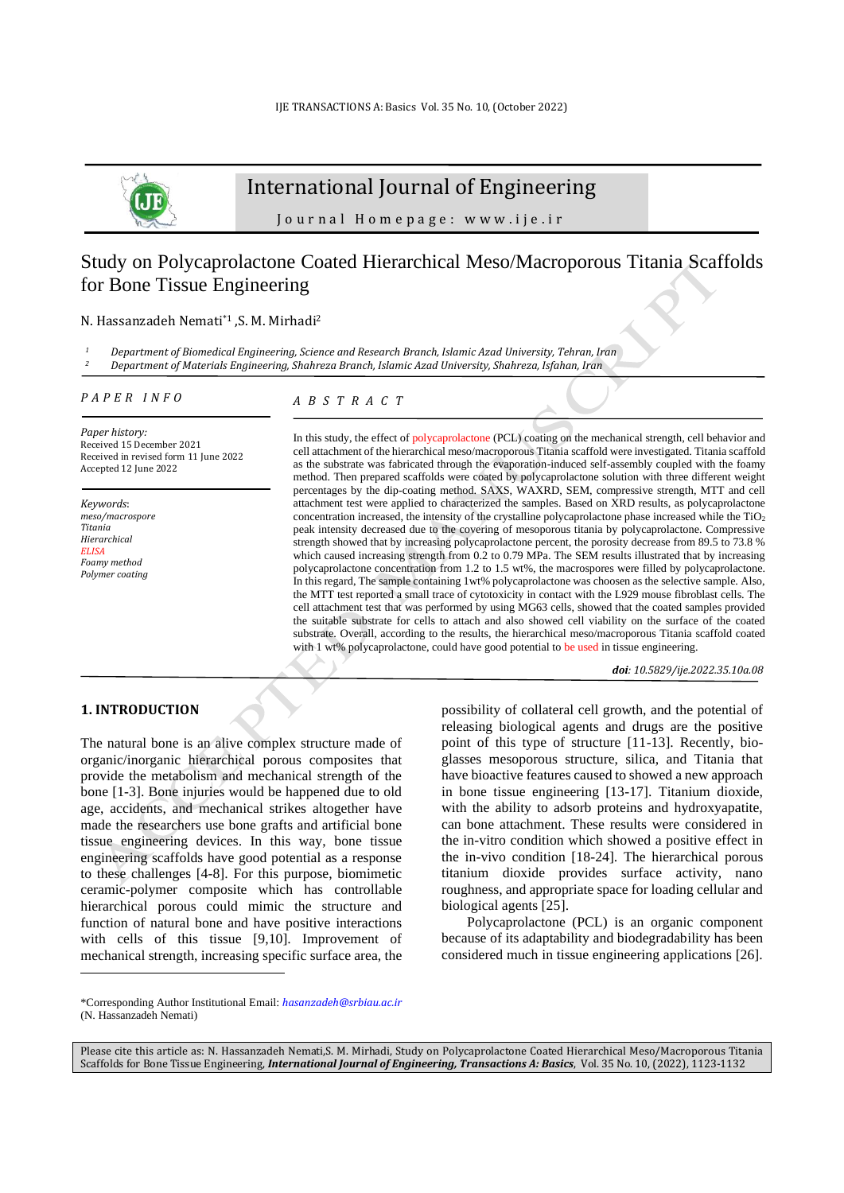# International Journal of Engineering

Journal Homepage: www.ije.ir

## Study on Polycaprolactone Coated Hierarchical Meso/Macroporous Titania Scaffolds for Bone Tissue Engineering

N. Hassanzadeh Nemati*[1], S. M. Mirhadi[2]

[1] Department of Biomedical Engineering, Science and Research Branch, Islamic Azad University, Tehran, Iran
[2] Department of Materials Engineering, Shahreza Branch, Islamic Azad University, Shahreza, Isfahan, Iran

*PAPER INFO*

*Paper history:*
Received 15 December 2021
Received in revised form 11 June 2022
Accepted 12 June 2022

*Keywords*:
*meso/macrospore*
*Titania*
*Hierarchical*
*ELISA*
*Foamy method*
*Polymer coating*

*ABSTRACT*

In this study, the effect of polycaprolactone (PCL) coating on the mechanical strength, cell behavior and cell attachment of the hierarchical meso/macroporous Titania scaffold were investigated. Titania scaffold as the substrate was fabricated through the evaporation-induced self-assembly coupled with the foamy method. Then prepared scaffolds were coated by polycaprolactone solution with three different weight percentages by the dip-coating method. SAXS, WAXRD, SEM, compressive strength, MTT and cell attachment test were applied to characterized the samples. Based on XRD results, as polycaprolactone concentration increased, the intensity of the crystalline polycaprolactone phase increased while the $TiO_2$ peak intensity decreased due to the covering of mesoporous titania by polycaprolactone. Compressive strength showed that by increasing polycaprolactone percent, the porosity decrease from 89.5 to 73.8 % which caused increasing strength from 0.2 to 0.79 MPa. The SEM results illustrated that by increasing polycaprolactone concentration from 1.2 to 1.5 wt%, the macrospores were filled by polycaprolactone. In this regard, The sample containing 1wt% polycaprolactone phase was choosen as the selective sample. Also, the MTT test reported a small trace of cytotoxicity in contact with the L929 mouse fibroblast cells. The cell attachment test that was performed by using MG63 cells, showed that the coated samples provided the suitable substrate for cells to attach and also showed cell viability on the surface of the coated substrate. Overall, according to the results, the hierarchical meso/macroporous Titania scaffold coated with 1 wt% polycaprolactone, could have good potential to be used in tissue engineering.

***doi****: 10.5829/ije.2022.35.10a.08*

## 1. INTRODUCTION

The natural bone is an alive complex structure made of organic/inorganic hierarchical porous composites that provide the metabolism and mechanical strength of the bone [1-3]. Bone injuries would be happened due to old age, accidents, and mechanical strikes altogether have made the researchers use bone grafts and artificial bone tissue engineering devices. In this way, bone tissue engineering scaffolds have good potential as a response to these challenges [4-8]. For this purpose, biomimetic ceramic-polymer composite which has controllable hierarchical porous could mimic the structure and function of natural bone and have positive interactions with cells of this tissue [9,10]. Improvement of mechanical strength, increasing specific surface area, the possibility of collateral cell growth, and the potential of releasing biological agents and drugs are the positive point of this type of structure [11-13]. Recently, bio-glasses mesoporous structure, silica, and Titania that have bioactive features caused to showed a new approach in bone tissue engineering [13-17]. Titanium dioxide, with the ability to adsorb proteins and hydroxyapatite, can bone attachment. These results were considered in the in-vitro condition which showed a positive effect in the in-vivo condition [18-24]. The hierarchical porous titanium dioxide provides surface activity, nano roughness, and appropriate space for loading cellular and biological agents [25].

Polycaprolactone (PCL) is an organic component because of its adaptability and biodegradability has been considered much in tissue engineering applications [26].

*Corresponding Author Institutional Email: *hasanzadeh@srbiau.ac.ir* (N. Hassanzadeh Nemati)

Please cite this article as: N. Hassanzadeh Nemati,S. M. Mirhadi, Study on Polycaprolactone Coated Hierarchical Meso/Macroporous Titania Scaffolds for Bone Tissue Engineering, ***International Journal of Engineering, Transactions A: Basics***, Vol. 35 No. 10, (2022), 1123-1132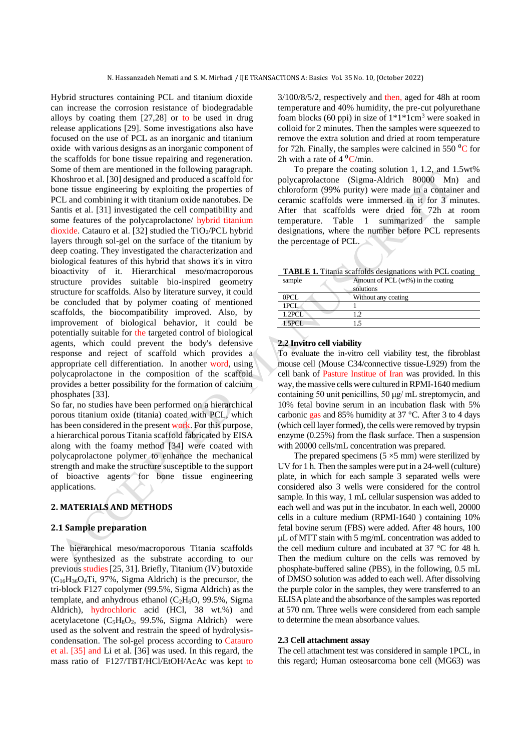Hybrid structures containing PCL and titanium dioxide can increase the corrosion resistance of biodegradable alloys by coating them [27,28] or to be used in drug release applications [29]. Some investigations also have focused on the use of PCL as an inorganic and titanium oxide with various designs as an inorganic component of the scaffolds for bone tissue repairing and regeneration. Some of them are mentioned in the following paragraph. Khoshroo et al. [30] designed and produced a scaffold for bone tissue engineering by exploiting the properties of PCL and combining it with titanium oxide nanotubes. De Santis et al. [31] investigated the cell compatibility and some features of the polycaprolactone/ hybrid titanium dioxide. Catauro et al. [32] studied the $TiO_2$/PCL hybrid layers through sol-gel on the surface of the titanium by deep coating. They investigated the characterization and biological features of this hybrid that shows it's in vitro bioactivity of it. Hierarchical meso/macroporous structure provides suitable bio-inspired geometry structure for scaffolds. Also by literature survey, it could be concluded that by polymer coating of mentioned scaffolds, the biocompatibility improved. Also, by improvement of biological behavior, it could be potentially suitable for the targeted control of biological agents, which could prevent the body's defensive response and reject of scaffold which provides a appropriate cell differentiation. In another word, using polycaprolactone in the composition of the scaffold provides a better possibility for the formation of calcium phosphates [33].

So far, no studies have been performed on a hierarchical porous titanium oxide (titania) coated with PCL, which has been considered in the present work. For this purpose, a hierarchical porous Titania scaffold fabricated by EISA along with the foamy method [34] were coated with polycaprolactone polymer to enhance the mechanical strength and make the structure susceptible to the support of bioactive agents for bone tissue engineering applications.

## 2. MATERIALS AND METHODS

### 2.1 Sample preparation

The hierarchical meso/macroporous Titania scaffolds were synthesized as the substrate according to our previous studies [25, 31]. Briefly, Titanium (IV) butoxide ($C_{16}H_{36}O_4Ti$, 97%, Sigma Aldrich) is the precursor, the tri-block F127 copolymer (99.5%, Sigma Aldrich) as the template, and anhydrous ethanol ($C_2H_6O$, 99.5%, Sigma Aldrich), hydrochloric acid (HCl, 38 wt.%) and acetylacetone ($C_5H_8O_2$, 99.5%, Sigma Aldrich) were used as the solvent and restrain the speed of hydrolysis-condensation. The sol-gel process according to Catauro et al. [35] and Li et al. [36] was used. In this regard, the mass ratio of F127/TBT/HCl/EtOH/AcAc was kept to 3/100/8/5/2, respectively and then, aged for 48h at room temperature and 40% humidity, the pre-cut polyurethane foam blocks (60 ppi) in size of $1*1*1cm^3$ were soaked in colloid for 2 minutes. Then the samples were squeezed to remove the extra solution and dried at room temperature for 72h. Finally, the samples were calcined in 550 $^0$C for 2h with a rate of 4 $^0$C/min.

To prepare the coating solution 1, 1.2, and 1.5wt% polycaprolactone (Sigma-Aldrich 80000 Mn) and chloroform (99% purity) were made in a container and ceramic scaffolds were immersed in it for 3 minutes. After that scaffolds were dried for 72h at room temperature. Table 1 summarized the sample designations, where the number before PCL represents the percentage of PCL.

**TABLE 1.** Titania scaffolds designations with PCL coating

| sample | Amount of PCL (wt%) in the coating solutions |
|---|---|
| 0PCL | Without any coating |
| 1PCL | 1 |
| 1.2PCL | 1.2 |
| 1.5PCL | 1.5 |

### 2.2 Invitro cell viability

To evaluate the in-vitro cell viability test, the fibroblast mouse cell (Mouse C34/connective tissue-L929) from the cell bank of Pasture Institue of Iran was provided. In this way, the massive cells were cultured in RPMI-1640 medium containing 50 unit penicillins, 50 µg/ mL streptomycin, and 10% fetal bovine serum in an incubation flask with 5% carbonic gas and 85% humidity at 37 °C. After 3 to 4 days (which cell layer formed), the cells were removed by trypsin enzyme (0.25%) from the flask surface. Then a suspension with 20000 cells/mL concentration was prepared.

The prepared specimens (5 ×5 mm) were sterilized by UV for 1 h. Then the samples were put in a 24-well (culture) plate, in which for each sample 3 separated wells were considered also 3 wells were considered for the control sample. In this way, 1 mL cellular suspension was added to each well and was put in the incubator. In each well, 20000 cells in a culture medium (RPMI-1640 ) containing 10% fetal bovine serum (FBS) were added. After 48 hours, 100 µL of MTT stain with 5 mg/mL concentration was added to the cell medium culture and incubated at 37 °C for 48 h. Then the medium culture on the cells was removed by phosphate-buffered saline (PBS), in the following, 0.5 mL of DMSO solution was added to each well. After dissolving the purple color in the samples, they were transferred to an ELISA plate and the absorbance of the samples was reported at 570 nm. Three wells were considered from each sample to determine the mean absorbance values.

### 2.3 Cell attachment assay

The cell attachment test was considered in sample 1PCL, in this regard; Human osteosarcoma bone cell (MG63) was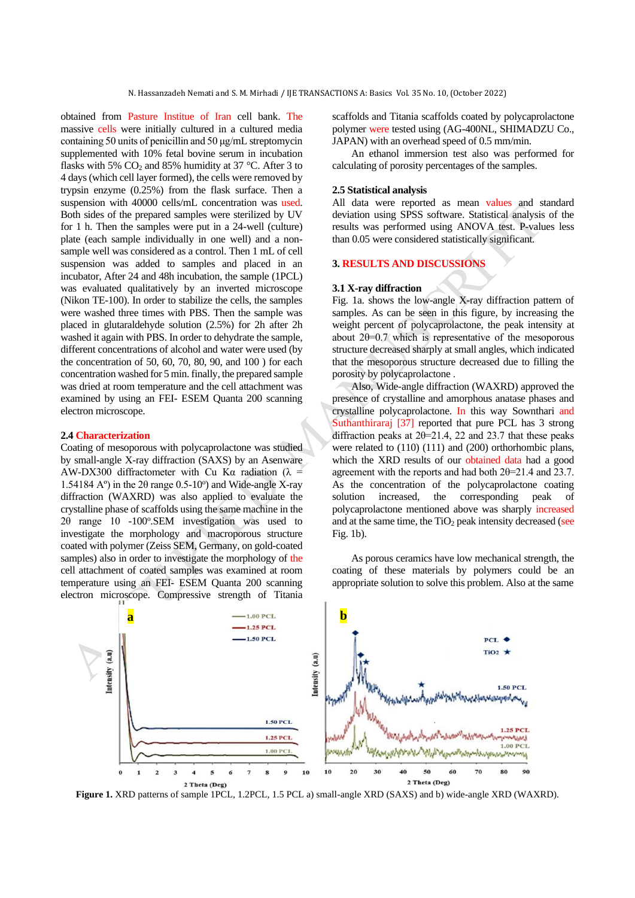obtained from Pasture Institue of Iran cell bank. The massive cells were initially cultured in a cultured media containing 50 units of penicillin and 50 μg/mL streptomycin supplemented with 10% fetal bovine serum in incubation flasks with 5% $CO_2$ and 85% humidity at 37 °C. After 3 to 4 days (which cell layer formed), the cells were removed by trypsin enzyme (0.25%) from the flask surface. Then a suspension with 40000 cells/mL concentration was used. Both sides of the prepared samples were sterilized by UV for 1 h. Then the samples were put in a 24-well (culture) plate (each sample individually in one well) and a non-sample well was considered as a control. Then 1 mL of cell suspension was added to samples and placed in an incubator, After 24 and 48h incubation, the sample (1PCL) was evaluated qualitatively by an inverted microscope (Nikon TE-100). In order to stabilize the cells, the samples were washed three times with PBS. Then the sample was placed in glutaraldehyde solution (2.5%) for 2h after 2h washed it again with PBS. In order to dehydrate the sample, different concentrations of alcohol and water were used (by the concentration of 50, 60, 70, 80, 90, and 100 ) for each concentration washed for 5 min. finally, the prepared sample was dried at room temperature and the cell attachment was examined by using an FEI- ESEM Quanta 200 scanning electron microscope.

### 2.4 Characterization

Coating of mesoporous with polycaprolactone was studied by small-angle X-ray diffraction (SAXS) by an Asenware AW-DX300 diffractometer with Cu Kα radiation (λ = 1.54184 A°) in the 2θ range 0.5-10°) and Wide-angle X-ray diffraction (WAXRD) was also applied to evaluate the crystalline phase of scaffolds using the same machine in the 2θ range 10 -100°.SEM investigation was used to investigate the morphology and macroporous structure coated with polymer (Zeiss SEM, Germany, on gold-coated samples) also in order to investigate the morphology of the cell attachment of coated samples was examined at room temperature using an FEI- ESEM Quanta 200 scanning electron microscope. Compressive strength of Titania scaffolds and Titania scaffolds coated by polycaprolactone polymer were tested using (AG-400NL, SHIMADZU Co., JAPAN) with an overhead speed of 0.5 mm/min.

An ethanol immersion test also was performed for calculating of porosity percentages of the samples.

### 2.5 Statistical analysis

All data were reported as mean values and standard deviation using SPSS software. Statistical analysis of the results was performed using ANOVA test. P-values less than 0.05 were considered statistically significant.

## 3. RESULTS AND DISCUSSIONS

### 3.1 X-ray diffraction

Fig. 1a. shows the low-angle X-ray diffraction pattern of samples. As can be seen in this figure, by increasing the weight percent of polycaprolactone, the peak intensity at about 2θ=0.7 which is representative of the mesoporous structure decreased sharply at small angles, which indicated that the mesoporous structure decreased due to filling the porosity by polycaprolactone .

Also, Wide-angle diffraction (WAXRD) approved the presence of crystalline and amorphous anatase phases and crystalline polycaprolactone. In this way Sownthari and Suthanthiraraj [37] reported that pure PCL has 3 strong diffraction peaks at 2θ=21.4, 22 and 23.7 that these peaks were related to (110) (111) and (200) orthorhombic plans, which the XRD results of our obtained data had a good agreement with the reports and had both 2θ=21.4 and 23.7. As the concentration of the polycaprolactone coating solution increased, the corresponding peak of polycaprolactone mentioned above was sharply increased and at the same time, the $TiO_2$ peak intensity decreased (see Fig. 1b).

As porous ceramics have low mechanical strength, the coating of these materials by polymers could be an appropriate solution to solve this problem. Also at the same

**Figure 1.** XRD patterns of sample 1PCL, 1.2PCL, 1.5 PCL a) small-angle XRD (SAXS) and b) wide-angle XRD (WAXRD).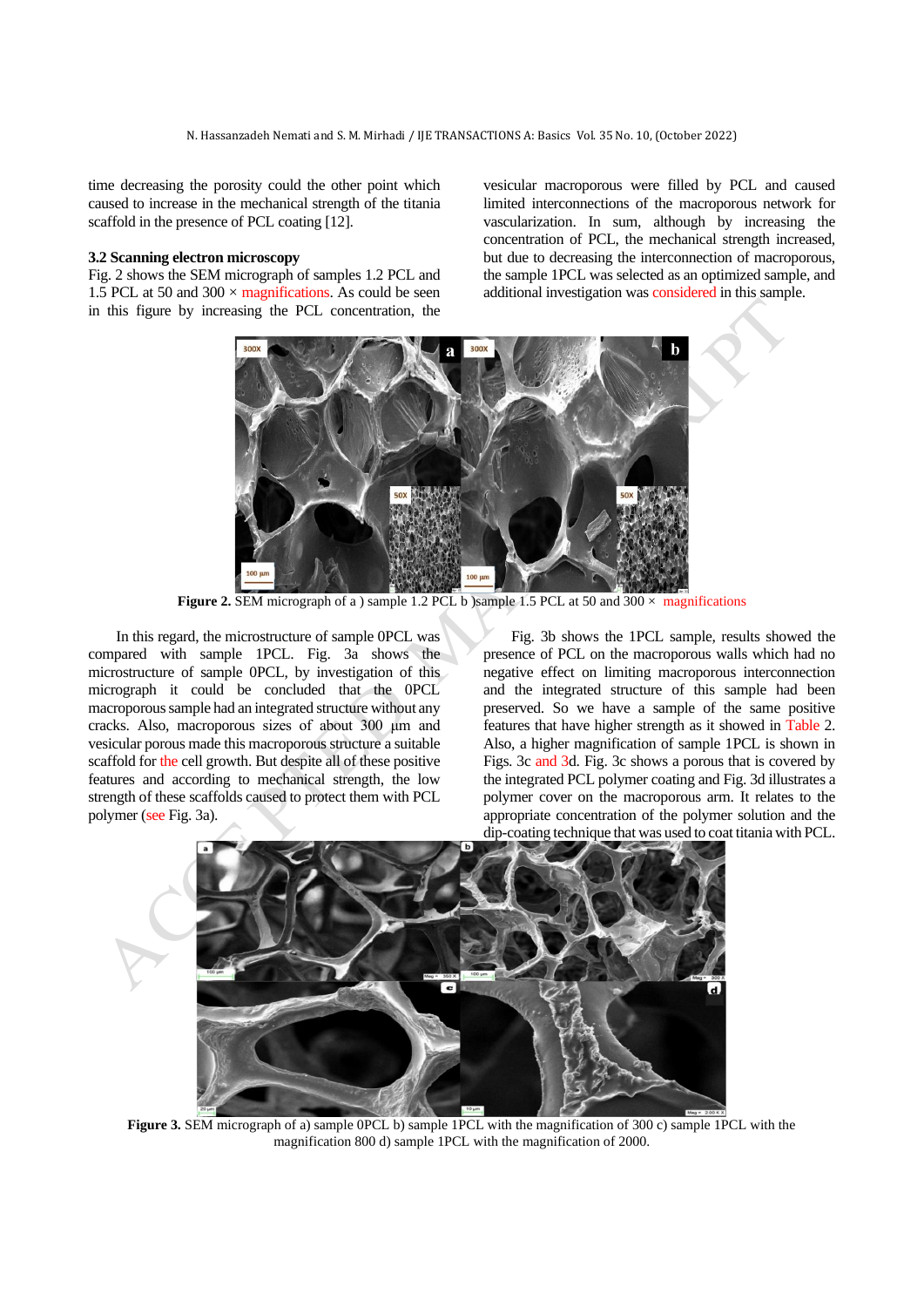time decreasing the porosity could the other point which caused to increase in the mechanical strength of the titania scaffold in the presence of PCL coating [12].

### 3.2 Scanning electron microscopy

Fig. 2 shows the SEM micrograph of samples 1.2 PCL and 1.5 PCL at 50 and 300 × magnifications. As could be seen in this figure by increasing the PCL concentration, the vesicular macroporous were filled by PCL and caused limited interconnections of the macroporous network for vascularization. In sum, although by increasing the concentration of PCL, the mechanical strength increased, but due to decreasing the interconnection of macroporous, the sample 1PCL was selected as an optimized sample, and additional investigation was considered in this sample.

**Figure 2.** SEM micrograph of a ) sample 1.2 PCL b )sample 1.5 PCL at 50 and 300 × magnifications

In this regard, the microstructure of sample 0PCL was compared with sample 1PCL. Fig. 3a shows the microstructure of sample 0PCL, by investigation of this micrograph it could be concluded that the 0PCL macroporous sample had an integrated structure without any cracks. Also, macroporous sizes of about 300 µm and vesicular porous made this macroporous structure a suitable scaffold for the cell growth. But despite all of these positive features and according to mechanical strength, the low strength of these scaffolds caused to protect them with PCL polymer (see Fig. 3a).

Fig. 3b shows the 1PCL sample, results showed the presence of PCL on the macroporous walls which had no negative effect on limiting macroporous interconnection and the integrated structure of this sample had been preserved. So we have a sample of the same positive features that have higher strength as it showed in Table 2. Also, a higher magnification of sample 1PCL is shown in Figs. 3c and 3d. Fig. 3c shows a porous that is covered by the integrated PCL polymer coating and Fig. 3d illustrates a polymer cover on the macroporous arm. It relates to the appropriate concentration of the polymer solution and the dip-coating technique that was used to coat titania with PCL.

**Figure 3.** SEM micrograph of a) sample 0PCL b) sample 1PCL with the magnification of 300 c) sample 1PCL with the magnification 800 d) sample 1PCL with the magnification of 2000.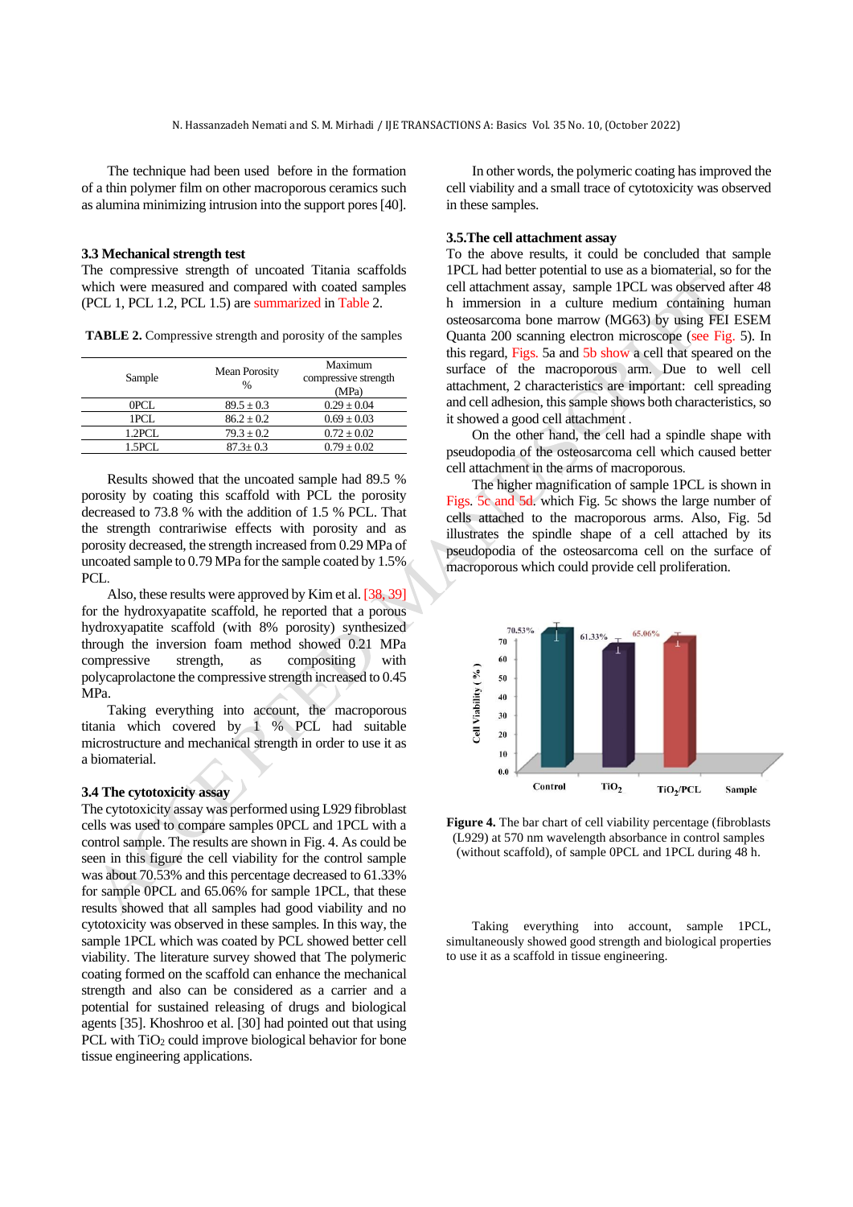The technique had been used before in the formation of a thin polymer film on other macroporous ceramics such as alumina minimizing intrusion into the support pores [40].

### 3.3 Mechanical strength test

The compressive strength of uncoated Titania scaffolds which were measured and compared with coated samples (PCL 1, PCL 1.2, PCL 1.5) are summarized in Table 2.

**TABLE 2.** Compressive strength and porosity of the samples

| Sample | Mean Porosity % | Maximum compressive strength (MPa) |
|---|---|---|
| 0PCL | 89.5 ± 0.3 | 0.29 ± 0.04 |
| 1PCL | 86.2 ± 0.2 | 0.69 ± 0.03 |
| 1.2PCL | 79.3 ± 0.2 | 0.72 ± 0.02 |
| 1.5PCL | 87.3± 0.3 | 0.79 ± 0.02 |

Results showed that the uncoated sample had 89.5 % porosity by coating this scaffold with PCL the porosity decreased to 73.8 % with the addition of 1.5 % PCL. That the strength contrariwise effects with porosity and as porosity decreased, the strength increased from 0.29 MPa of uncoated sample to 0.79 MPa for the sample coated by 1.5% PCL.

Also, these results were approved by Kim et al. [38, 39] for the hydroxyapatite scaffold, he reported that a porous hydroxyapatite scaffold (with 8% porosity) synthesized through the inversion foam method showed 0.21 MPa compressive strength, as compositing with polycaprolactone the compressive strength increased to 0.45 MPa.

Taking everything into account, the macroporous titania which covered by 1 % PCL had suitable microstructure and mechanical strength in order to use it as a biomaterial.

### 3.4 The cytotoxicity assay

The cytotoxicity assay was performed using L929 fibroblast cells was used to compare samples 0PCL and 1PCL with a control sample. The results are shown in Fig. 4. As could be seen in this figure the cell viability for the control sample was about 70.53% and this percentage decreased to 61.33% for sample 0PCL and 65.06% for sample 1PCL, that these results showed that all samples had good viability and no cytotoxicity was observed in these samples. In this way, the sample 1PCL which was coated by PCL showed better cell viability. The literature survey showed that The polymeric coating formed on the scaffold can enhance the mechanical strength and also can be considered as a carrier and a potential for sustained releasing of drugs and biological agents [35]. Khoshroo et al. [30] had pointed out that using PCL with $TiO_2$ could improve biological behavior for bone tissue engineering applications.

In other words, the polymeric coating has improved the cell viability and a small trace of cytotoxicity was observed in these samples.

### 3.5.The cell attachment assay

To the above results, it could be concluded that sample 1PCL had better potential to use as a biomaterial, so for the cell attachment assay, sample 1PCL was observed after 48 h immersion in a culture medium containing human osteosarcoma bone marrow (MG63) by using FEI ESEM Quanta 200 scanning electron microscope (see Fig. 5). In this regard, Figs. 5a and 5b show a cell that speared on the surface of the macroporous arm. Due to well cell attachment, 2 characteristics are important: cell spreading and cell adhesion, this sample shows both characteristics, so it showed a good cell attachment .

On the other hand, the cell had a spindle shape with pseudopodia of the osteosarcoma cell which caused better cell attachment in the arms of macroporous.

The higher magnification of sample 1PCL is shown in Figs. 5c and 5d. which Fig. 5c shows the large number of cells attached to the macroporous arms. Also, Fig. 5d illustrates the spindle shape of a cell attached by its pseudopodia of the osteosarcoma cell on the surface of macroporous which could provide cell proliferation.

**Figure 4.** The bar chart of cell viability percentage (fibroblasts (L929) at 570 nm wavelength absorbance in control samples (without scaffold), of sample 0PCL and 1PCL during 48 h.

Taking everything into account, sample 1PCL, simultaneously showed good strength and biological properties to use it as a scaffold in tissue engineering.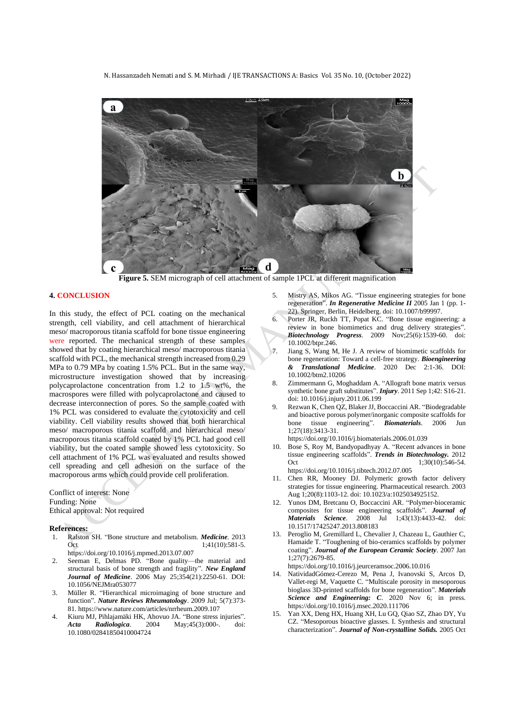**Figure 5.** SEM micrograph of cell attachment of sample 1PCL at different magnification

## 4. CONCLUSION

In this study, the effect of PCL coating on the mechanical strength, cell viability, and cell attachment of hierarchical meso/ macroporous titania scaffold for bone tissue engineering were reported. The mechanical strength of these samples showed that by coating hierarchical meso/ macroporous titania scaffold with PCL, the mechanical strength increased from 0.29 MPa to 0.79 MPa by coating 1.5% PCL. But in the same way, microstructure investigation showed that by increasing polycaprolactone concentration from 1.2 to 1.5 wt%, the macrospores were filled with polycaprolactone and caused to decrease interconnection of pores. So the sample coated with 1% PCL was considered to evaluate the cytotoxicity and cell viability. Cell viability results showed that both hierarchical meso/ macroporous titania scaffold and hierarchical meso/ macroporous titania scaffold coated by 1% PCL had good cell viability, but the coated sample showed less cytotoxicity. So cell attachment of 1% PCL was evaluated and results showed cell spreading and cell adhesion on the surface of the macroporous arms which could provide cell proliferation.

Conflict of interest: None
Funding: None
Ethical approval: Not required

**References:**

1. Ralston SH. "Bone structure and metabolism. ***Medicine***. 2013 Oct 1;41(10):581-5. https://doi.org/10.1016/j.mpmed.2013.07.007
2. Seeman E, Delmas PD. "Bone quality—the material and structural basis of bone strength and fragility". ***New England Journal of Medicine***. 2006 May 25;354(21):2250-61. DOI: 10.1056/NEJMra053077
3. Müller R. "Hierarchical microimaging of bone structure and function". ***Nature Reviews Rheumatology***. 2009 Jul; 5(7):373-81. https://www.nature.com/articles/nrrheum.2009.107
4. Kiuru MJ, Pihlajamäki HK, Ahovuo JA. "Bone stress injuries". ***Acta Radiologica***. 2004 May;45(3):000-. doi: 10.1080/02841850410004724
5. Mistry AS, Mikos AG. "Tissue engineering strategies for bone regeneration". ***In Regenerative Medicine II*** 2005 Jan 1 (pp. 1-22). Springer, Berlin, Heidelberg. doi: 10.1007/b99997.
6. Porter JR, Ruckh TT, Popat KC. "Bone tissue engineering: a review in bone biomimetics and drug delivery strategies". ***Biotechnology Progress***. 2009 Nov;25(6):1539-60. doi: 10.1002/btpr.246.
7. Jiang S, Wang M, He J. A review of biomimetic scaffolds for bone regeneration: Toward a cell‐free strategy. ***Bioengineering & Translational Medicine***. 2020 Dec 2:1-36. DOI: 10.1002/btm2.10206
8. Zimmermann G, Moghaddam A. "Allograft bone matrix versus synthetic bone graft substitutes". ***Injury***. 2011 Sep 1;42: S16-21. doi: 10.1016/j.injury.2011.06.199
9. Rezwan K, Chen QZ, Blaker JJ, Boccaccini AR. "Biodegradable and bioactive porous polymer/inorganic composite scaffolds for bone tissue engineering". ***Biomaterials***. 2006 Jun 1;27(18):3413-31. https://doi.org/10.1016/j.biomaterials.2006.01.039
10. Bose S, Roy M, Bandyopadhyay A. "Recent advances in bone tissue engineering scaffolds". ***Trends in Biotechnology.*** 2012 Oct 1;30(10):546-54. https://doi.org/10.1016/j.tibtech.2012.07.005
11. Chen RR, Mooney DJ. Polymeric growth factor delivery strategies for tissue engineering. Pharmaceutical research. 2003 Aug 1;20(8):1103-12. doi: 10.1023/a:1025034925152.
12. Yunos DM, Bretcanu O, Boccaccini AR. "Polymer-bioceramic composites for tissue engineering scaffolds". ***Journal of Materials Science***. 2008 Jul 1;43(13):4433-42. doi: 10.1517/17425247.2013.808183
13. Peroglio M, Gremillard L, Chevalier J, Chazeau L, Gauthier C, Hamaide T. "Toughening of bio-ceramics scaffolds by polymer coating". ***Journal of the European Ceramic Society***. 2007 Jan 1;27(7):2679-85. https://doi.org/10.1016/j.jeurceramsoc.2006.10.016
14. NatividadGómez-Cerezo M, Pena J, Ivanovski S, Arcos D, Vallet-regi M, Vaquette C. "Multiscale porosity in mesoporous bioglass 3D-printed scaffolds for bone regeneration". ***Materials Science and Engineering: C***. 2020 Nov 6; in press. https://doi.org/10.1016/j.msec.2020.111706
15. Yan XX, Deng HX, Huang XH, Lu GQ, Qiao SZ, Zhao DY, Yu CZ. "Mesoporous bioactive glasses. I. Synthesis and structural characterization". ***Journal of Non-crystalline Solids.*** 2005 Oct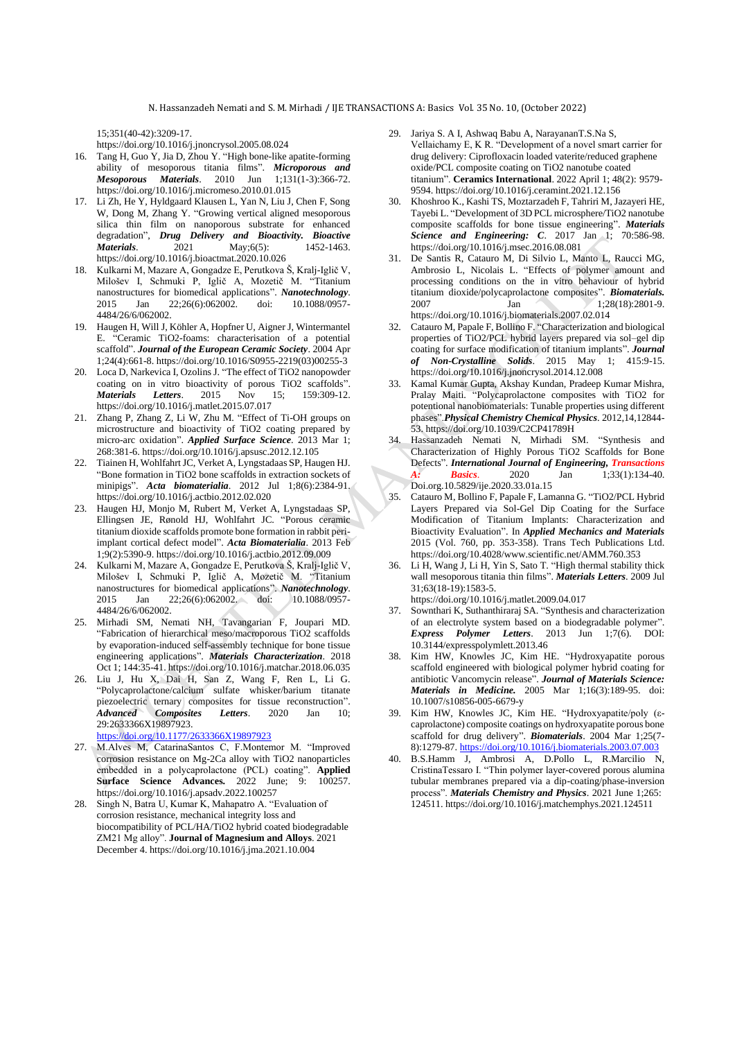15;351(40-42):3209-17. https://doi.org/10.1016/j.jnoncrysol.2005.08.024

16. Tang H, Guo Y, Jia D, Zhou Y. "High bone-like apatite-forming ability of mesoporous titania films". ***Microporous and Mesoporous Materials***. 2010 Jun 1;131(1-3):366-72. https://doi.org/10.1016/j.micromeso.2010.01.015
17. Li Zh, He Y, Hyldgaard Klausen L, Yan N, Liu J, Chen F, Song W, Dong M, Zhang Y. "Growing vertical aligned mesoporous silica thin film on nanoporous substrate for enhanced degradation", ***Drug Delivery and Bioactivity. Bioactive Materials***. 2021 May;6(5): 1452-1463. https://doi.org/10.1016/j.bioactmat.2020.10.026
18. Kulkarni M, Mazare A, Gongadze E, Perutkova Š, Kralj-Iglič V, Miloševv I, Schmuki P, Iglič A, Mozetič M. "Titanium nanostructures for biomedical applications". ***Nanotechnology***. 2015 Jan 22;26(6):062002. doi: 10.1088/0957-4484/26/6/062002.
19. Haugen H, Will J, Köhler A, Hopfner U, Aigner J, Wintermantel E. "Ceramic TiO2-foams: characterisation of a potential scaffold". ***Journal of the European Ceramic Society***. 2004 Apr 1;24(4):661-8. https://doi.org/10.1016/S0955-2219(03)00255-3
20. Loca D, Narkevica I, Ozolins J. "The effect of TiO2 nanopowder coating on in vitro bioactivity of porous TiO2 scaffolds". ***Materials Letters***. 2015 Nov 15; 159:309-12. https://doi.org/10.1016/j.matlet.2015.07.017
21. Zhang P, Zhang Z, Li W, Zhu M. "Effect of Ti-OH groups on microstructure and bioactivity of TiO2 coating prepared by micro-arc oxidation". ***Applied Surface Science***. 2013 Mar 1; 268:381-6. https://doi.org/10.1016/j.apsusc.2012.12.105
22. Tiainen H, Wohlfahrt JC, Verket A, Lyngstadaas SP, Haugen HJ. "Bone formation in TiO2 bone scaffolds in extraction sockets of minipigs". ***Acta biomaterialia***. 2012 Jul 1;8(6):2384-91. https://doi.org/10.1016/j.actbio.2012.02.020
23. Haugen HJ, Monjo M, Rubert M, Verket A, Lyngstadaas SP, Ellingsen JE, Rønold HJ, Wohlfahrt JC. "Porous ceramic titanium dioxide scaffolds promote bone formation in rabbit peri-implant cortical defect model". ***Acta Biomaterialia***. 2013 Feb 1;9(2):5390-9. https://doi.org/10.1016/j.actbio.2012.09.009
24. Kulkarni M, Mazare A, Gongadze E, Perutkova Š, Kralj-Iglič V, Miloševv I, Schmuki P, Iglič A, Mozetič M. "Titanium nanostructures for biomedical applications". ***Nanotechnology***. 2015 Jan 22;26(6):062002. doi: 10.1088/0957-4484/26/6/062002.
25. Mirhadi SM, Nemati NH, Tavangarian F, Joupari MD. "Fabrication of hierarchical meso/macroporous TiO2 scaffolds by evaporation-induced self-assembly technique for bone tissue engineering applications". ***Materials Characterization***. 2018 Oct 1; 144:35-41. https://doi.org/10.1016/j.matchar.2018.06.035
26. Liu J, Hu X, Dai H, San Z, Wang F, Ren L, Li G. "Polycaprolactone/calcium sulfate whisker/barium titanate piezoelectric ternary composites for tissue reconstruction". ***Advanced Composites Letters***. 2020 Jan 10; 29:2633366X19897923. https://doi.org/10.1177/2633366X19897923
27. M.Alves M, CatarinaSantos C, F.Montemor M. "Improved corrosion resistance on Mg-2Ca alloy with TiO2 nanoparticles embedded in a polycaprolactone (PCL) coating". **Applied Surface Science Advances.** 2022 June; 9: 100257. https://doi.org/10.1016/j.apsadv.2022.100257
28. Singh N, Batra U, Kumar K, Mahapatra A. "Evaluation of corrosion resistance, mechanical integrity loss and biocompatibility of PCL/HA/TiO2 hybrid coated biodegradable ZM21 Mg alloy". **Journal of Magnesium and Alloys**. 2021 December 4. https://doi.org/10.1016/j.jma.2021.10.004
29. Jariya S. A I, Ashwaq Babu A, NarayananT.S.Na S, Vellaichamy E, K R. "Development of a novel smart carrier for drug delivery: Ciprofloxacin loaded vaterite/reduced graphene oxide/PCL composite coating on TiO2 nanotube coated titanium". **Ceramics International**. 2022 April 1; 48(2): 9579-9594. https://doi.org/10.1016/j.ceramint.2021.12.156
30. Khoshroo K., Kashi TS, Moztarzadeh F, Tahriri M, Jazayeri HE, Tayebi L. "Development of 3D PCL microsphere/TiO2 nanotube composite scaffolds for bone tissue engineering". ***Materials Science and Engineering: C***. 2017 Jan 1; 70:586-98. https://doi.org/10.1016/j.msec.2016.08.081
31. De Santis R, Catauro M, Di Silvio L, Manto L, Raucci MG, Ambrosio L, Nicolais L. "Effects of polymer amount and processing conditions on the in vitro behaviour of hybrid titanium dioxide/polycaprolactone composites". ***Biomaterials.*** 2007 Jan 1;28(18):2801-9. https://doi.org/10.1016/j.biomaterials.2007.02.014
32. Catauro M, Papale F, Bollino F. "Characterization and biological properties of TiO2/PCL hybrid layers prepared via sol–gel dip coating for surface modification of titanium implants". ***Journal of Non-Crystalline Solids***. 2015 May 1; 415:9-15. https://doi.org/10.1016/j.jnoncrysol.2014.12.008
33. Kamal Kumar Gupta, Akshay Kundan, Pradeep Kumar Mishra, Pralay Maiti. "Polycaprolactone composites with TiO2 for potential nanobiomaterials: Tunable properties using different phases".***Physical Chemistry Chemical Physics***. 2012,14,12844-53. https://doi.org/10.1039/C2CP41789H
34. Hassanzadeh Nemati N, Mirhadi SM. "Synthesis and Characterization of Highly Porous TiO2 Scaffolds for Bone Defects". ***International Journal of Engineering, Transactions A: Basics***. 2020 Jan 1;33(1):134-40. Doi.org.10.5829/ije.2020.33.01a.15
35. Catauro M, Bollino F, Papale F, Lamanna G. "TiO2/PCL Hybrid Layers Prepared via Sol-Gel Dip Coating for the Surface Modification of Titanium Implants: Characterization and Bioactivity Evaluation". In ***Applied Mechanics and Materials*** 2015 (Vol. 760, pp. 353-358). Trans Tech Publications Ltd. https://doi.org/10.4028/www.scientific.net/AMM.760.353
36. Li H, Wang J, Li H, Yin S, Sato T. "High thermal stability thick wall mesoporous titania thin films". ***Materials Letters***. 2009 Jul 31;63(18-19):1583-5. https://doi.org/10.1016/j.matlet.2009.04.017
37. Sownthari K, Suthanthiraraj SA. "Synthesis and characterization of an electrolyte system based on a biodegradable polymer". ***Express Polymer Letters***. 2013 Jun 1;7(6). DOI: 10.3144/expresspolymlett.2013.46
38. Kim HW, Knowles JC, Kim HE. "Hydroxyapatite porous scaffold engineered with biological polymer hybrid coating for antibiotic Vancomycin release". ***Journal of Materials Science: Materials in Medicine.*** 2005 Mar 1;16(3):189-95. doi: 10.1007/s10856-005-6679-y
39. Kim HW, Knowles JC, Kim HE. "Hydroxyapatite/poly (ε-caprolactone) composite coatings on hydroxyapatite porous bone scaffold for drug delivery". ***Biomaterials***. 2004 Mar 1;25(7-8):1279-87. https://doi.org/10.1016/j.biomaterials.2003.07.003
40. B.S.Hamm J, Ambrosi A, D.Pollo L, R.Marcilio N, CristinaTessaro I. "Thin polymer layer-covered porous alumina tubular membranes prepared via a dip-coating/phase-inversion process". ***Materials Chemistry and Physics***. 2021 June 1;265: 124511. https://doi.org/10.1016/j.matchemphys.2021.124511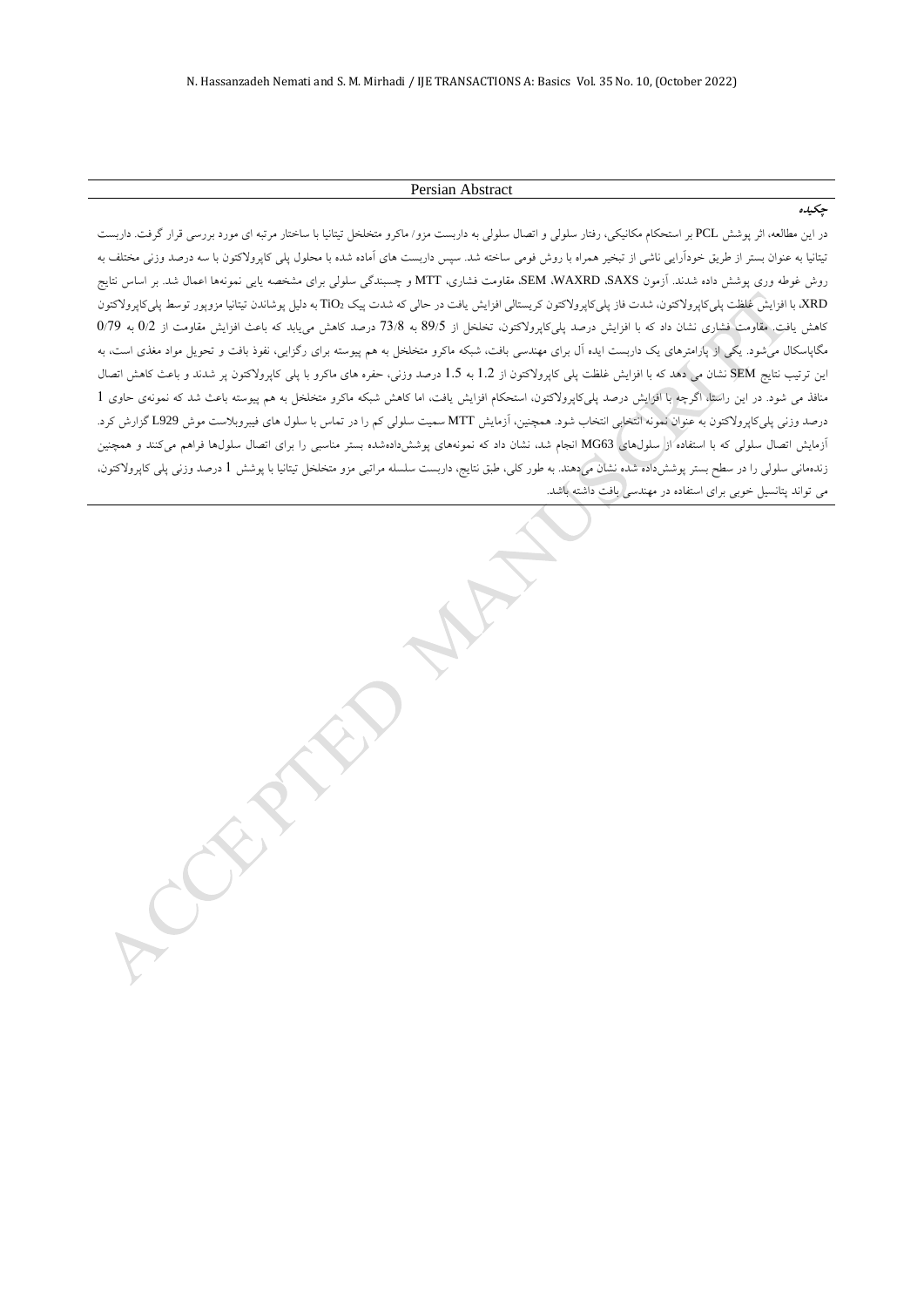## Persian Abstract

**چکیده**

در این مطالعه، اثر پوشش PCL بر استحکام مکانیکی، رفتار سلولی و اتصال سلولی به داربست مزو/ ماکرو متخلخل تیتانیا با ساختار مرتبه ای مورد بررسی قرار گرفت. داربست تیتانیا به عنوان بستر از طریق خودآرایی ناشی از تبخیر همراه با روش فومی ساخته شد. سپس داربست های آماده شده با محلول پلی کاپرولاکتون با سه درصد وزنی مختلف به روش غوطه وری پوشش داده شدند. آزمون SAXS، WAXRD، SEM، مقاومت فشاری، MTT و چسبندگی سلولی برای مشخصه یابی نمونه‌ها اعمال شد. بر اساس نتایج XRD، با افزایش غلظت پلی‌کاپرولاکتون، شدت فاز پلی‌کاپرولاکتون کریستالی افزایش یافت در حالی که شدت پیک $TiO_2$ به دلیل پوشاندن تیتانیا مزوپور توسط پلی‌کاپرولاکتون کاهش یافت. مقاومت فشاری نشان داد که با افزایش درصد پلی‌کاپرولاکتون، تخلخل از 89/5 به 73/8 درصد کاهش می‌یابد که باعث افزایش مقاومت از 0/2 به 0/79 مگاپاسکال می‌شود. یکی از پارامترهای یک داربست ایده آل برای مهندسی بافت، شبکه ماکرو متخلخل به هم پیوسته برای رگزایی، نفوذ بافت و تحویل مواد مغذی است، به این ترتیب نتایج SEM نشان می دهد که با افزایش غلظت پلی کاپرولاکتون از 1.2 به 1.5 درصد وزنی، حفره های ماکرو با پلی کاپرولاکتون پر شدند و باعث کاهش اتصال منافذ می شود. در این راستا، اگرچه با افزایش درصد پلی‌کاپرولاکتون، استحکام افزایش یافت، اما کاهش شبکه ماکرو متخلخل به هم پیوسته باعث شد که نمونه‌ی حاوی 1 درصد وزنی پلی‌کاپرولاکتون به عنوان نمونه انتخابی انتخاب شود. همچنین، آزمایش MTT سمیت سلولی کم را در تماس با سلول های فیبروبلاست موش L929 گزارش کرد. آزمایش اتصال سلولی که با استفاده از سلول‌های MG63 انجام شد، نشان داد که نمونه‌های پوشش‌داده‌شده بستر مناسبی را برای اتصال سلول‌ها فراهم می‌کنند و همچنین زنده‌مانی سلولی را در سطح بستر پوشش‌داده شده نشان می‌دهند. به طور کلی، طبق نتایج، داربست سلسله مراتبی مزو متخلخل تیتانیا با پوشش 1 درصد وزنی پلی کاپرولاکتون، می تواند پتانسیل خوبی برای استفاده در مهندسی بافت داشته باشد.